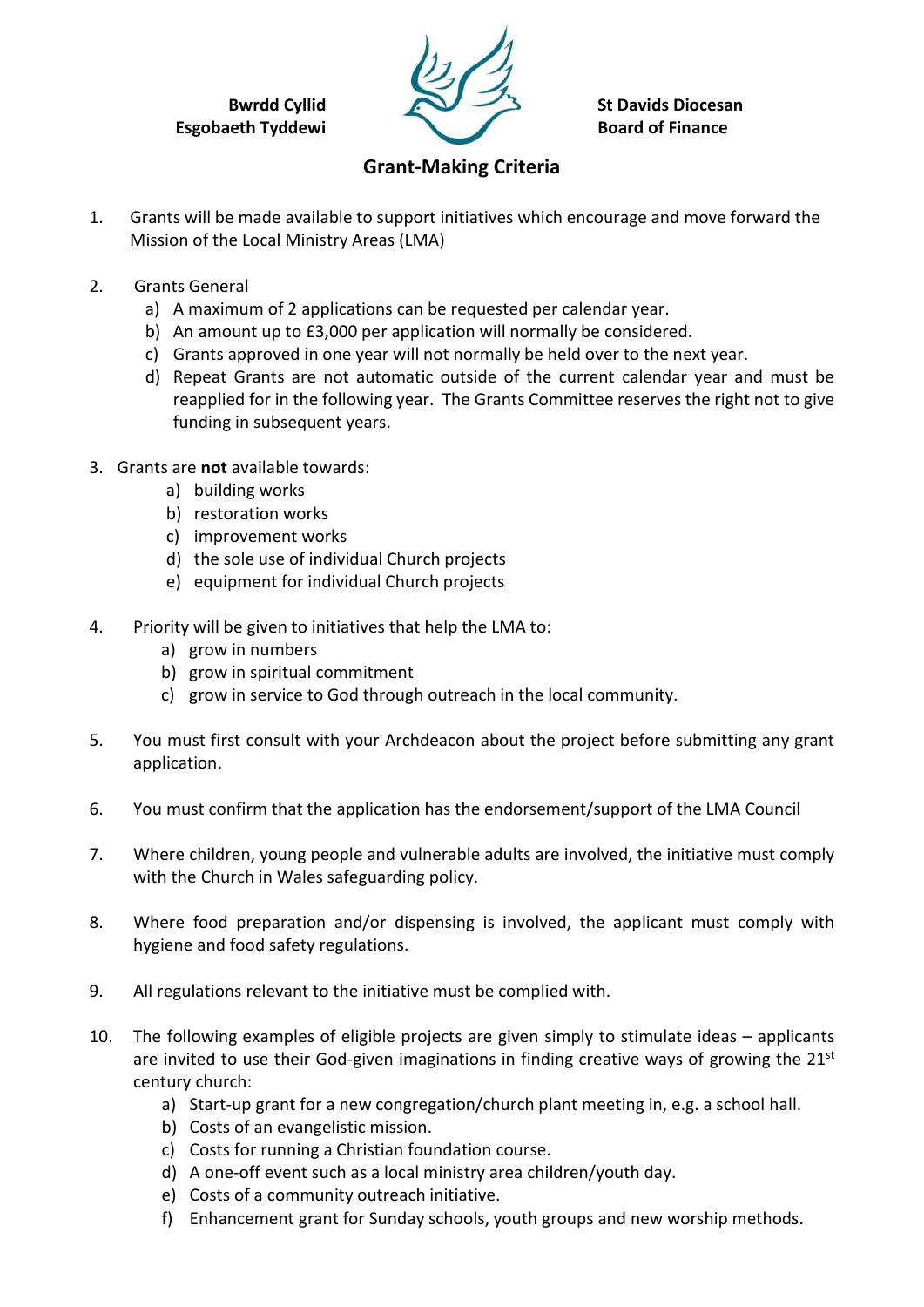**Bwrdd Cyllid Esgobaeth Tyddewi**

**St Davids Diocesan Board of Finance**

## Grant-Making Criteria

1. Grants will be made available to support initiatives which encourage and move forward the Mission of the Local Ministry Areas (LMA)

2. Grants General
   a) A maximum of 2 applications can be requested per calendar year.
   b) An amount up to £3,000 per application will normally be considered.
   c) Grants approved in one year will not normally be held over to the next year.
   d) Repeat Grants are not automatic outside of the current calendar year and must be reapplied for in the following year. The Grants Committee reserves the right not to give funding in subsequent years.

3. Grants are **not** available towards:
   a) building works
   b) restoration works
   c) improvement works
   d) the sole use of individual Church projects
   e) equipment for individual Church projects

4. Priority will be given to initiatives that help the LMA to:
   a) grow in numbers
   b) grow in spiritual commitment
   c) grow in service to God through outreach in the local community.

5. You must first consult with your Archdeacon about the project before submitting any grant application.

6. You must confirm that the application has the endorsement/support of the LMA Council

7. Where children, young people and vulnerable adults are involved, the initiative must comply with the Church in Wales safeguarding policy.

8. Where food preparation and/or dispensing is involved, the applicant must comply with hygiene and food safety regulations.

9. All regulations relevant to the initiative must be complied with.

10. The following examples of eligible projects are given simply to stimulate ideas – applicants are invited to use their God-given imaginations in finding creative ways of growing the 21st century church:
    a) Start-up grant for a new congregation/church plant meeting in, e.g. a school hall.
    b) Costs of an evangelistic mission.
    c) Costs for running a Christian foundation course.
    d) A one-off event such as a local ministry area children/youth day.
    e) Costs of a community outreach initiative.
    f) Enhancement grant for Sunday schools, youth groups and new worship methods.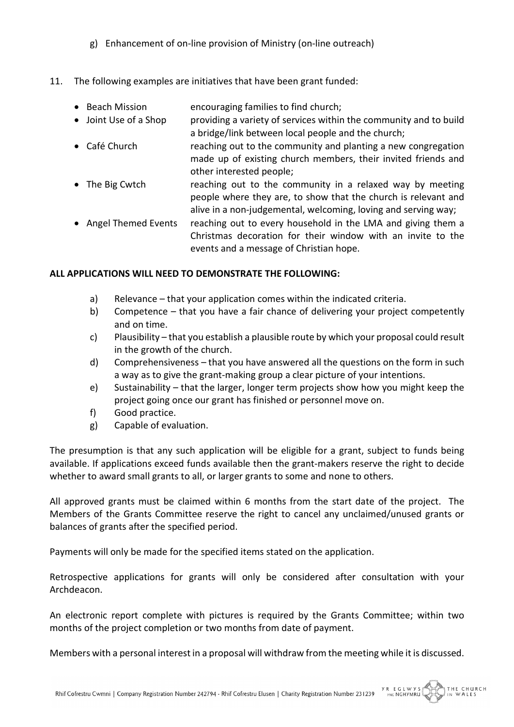g) Enhancement of on-line provision of Ministry (on-line outreach)

11. The following examples are initiatives that have been grant funded:

- Beach Mission — encouraging families to find church;
- Joint Use of a Shop — providing a variety of services within the community and to build a bridge/link between local people and the church;
- Café Church — reaching out to the community and planting a new congregation made up of existing church members, their invited friends and other interested people;
- The Big Cwtch — reaching out to the community in a relaxed way by meeting people where they are, to show that the church is relevant and alive in a non-judgemental, welcoming, loving and serving way;
- Angel Themed Events — reaching out to every household in the LMA and giving them a Christmas decoration for their window with an invite to the events and a message of Christian hope.

**ALL APPLICATIONS WILL NEED TO DEMONSTRATE THE FOLLOWING:**

a) Relevance – that your application comes within the indicated criteria.
b) Competence – that you have a fair chance of delivering your project competently and on time.
c) Plausibility – that you establish a plausible route by which your proposal could result in the growth of the church.
d) Comprehensiveness – that you have answered all the questions on the form in such a way as to give the grant-making group a clear picture of your intentions.
e) Sustainability – that the larger, longer term projects show how you might keep the project going once our grant has finished or personnel move on.
f) Good practice.
g) Capable of evaluation.

The presumption is that any such application will be eligible for a grant, subject to funds being available. If applications exceed funds available then the grant-makers reserve the right to decide whether to award small grants to all, or larger grants to some and none to others.

All approved grants must be claimed within 6 months from the start date of the project. The Members of the Grants Committee reserve the right to cancel any unclaimed/unused grants or balances of grants after the specified period.

Payments will only be made for the specified items stated on the application.

Retrospective applications for grants will only be considered after consultation with your Archdeacon.

An electronic report complete with pictures is required by the Grants Committee; within two months of the project completion or two months from date of payment.

Members with a personal interest in a proposal will withdraw from the meeting while it is discussed.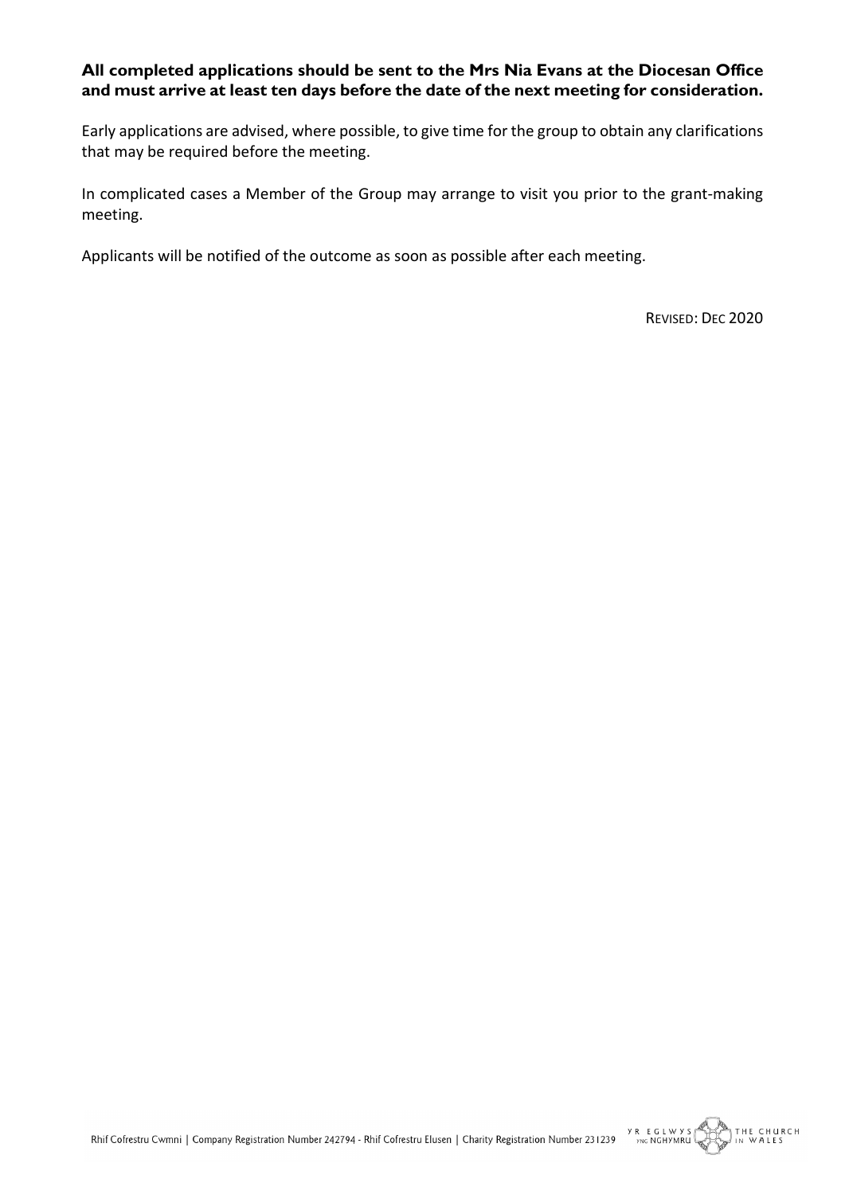**All completed applications should be sent to the Mrs Nia Evans at the Diocesan Office and must arrive at least ten days before the date of the next meeting for consideration.**

Early applications are advised, where possible, to give time for the group to obtain any clarifications that may be required before the meeting.

In complicated cases a Member of the Group may arrange to visit you prior to the grant-making meeting.

Applicants will be notified of the outcome as soon as possible after each meeting.

REVISED: DEC 2020